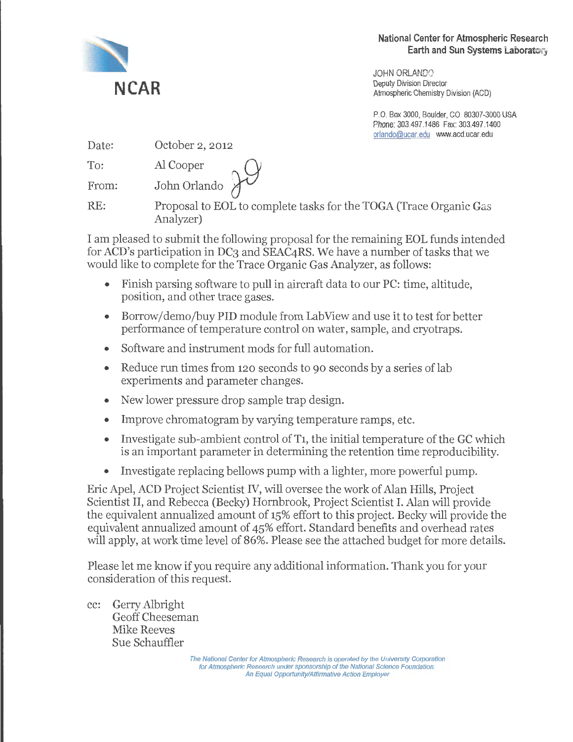**National Center for Atmospheric Research**
**Earth and Sun Systems Laboratory**

NCAR

JOHN ORLANDO
Deputy Division Director
Atmospheric Chemistry Division (ACD)

P.O. Box 3000, Boulder, CO 80307-3000 USA
Phone: 303.497.1486 Fax: 303.497.1400
orlando@ucar.edu www.acd.ucar.edu

| | |
|---|---|
| Date: | October 2, 2012 |
| To: | Al Cooper |
| From: | John Orlando |
| RE: | Proposal to EOL to complete tasks for the TOGA (Trace Organic Gas Analyzer) |

I am pleased to submit the following proposal for the remaining EOL funds intended for ACD's participation in DC3 and SEAC4RS. We have a number of tasks that we would like to complete for the Trace Organic Gas Analyzer, as follows:

- Finish parsing software to pull in aircraft data to our PC: time, altitude, position, and other trace gases.
- Borrow/demo/buy PID module from LabView and use it to test for better performance of temperature control on water, sample, and cryotraps.
- Software and instrument mods for full automation.
- Reduce run times from 120 seconds to 90 seconds by a series of lab experiments and parameter changes.
- New lower pressure drop sample trap design.
- Improve chromatogram by varying temperature ramps, etc.
- Investigate sub-ambient control of T1, the initial temperature of the GC which is an important parameter in determining the retention time reproducibility.
- Investigate replacing bellows pump with a lighter, more powerful pump.

Eric Apel, ACD Project Scientist IV, will oversee the work of Alan Hills, Project Scientist II, and Rebecca (Becky) Hornbrook, Project Scientist I. Alan will provide the equivalent annualized amount of 15% effort to this project. Becky will provide the equivalent annualized amount of 45% effort. Standard benefits and overhead rates will apply, at work time level of 86%. Please see the attached budget for more details.

Please let me know if you require any additional information. Thank you for your consideration of this request.

cc: Gerry Albright
Geoff Cheeseman
Mike Reeves
Sue Schauffler

*The National Center for Atmospheric Research is operated by the University Corporation for Atmospheric Research under sponsorship of the National Science Foundation.*
*An Equal Opportunity/Affirmative Action Employer*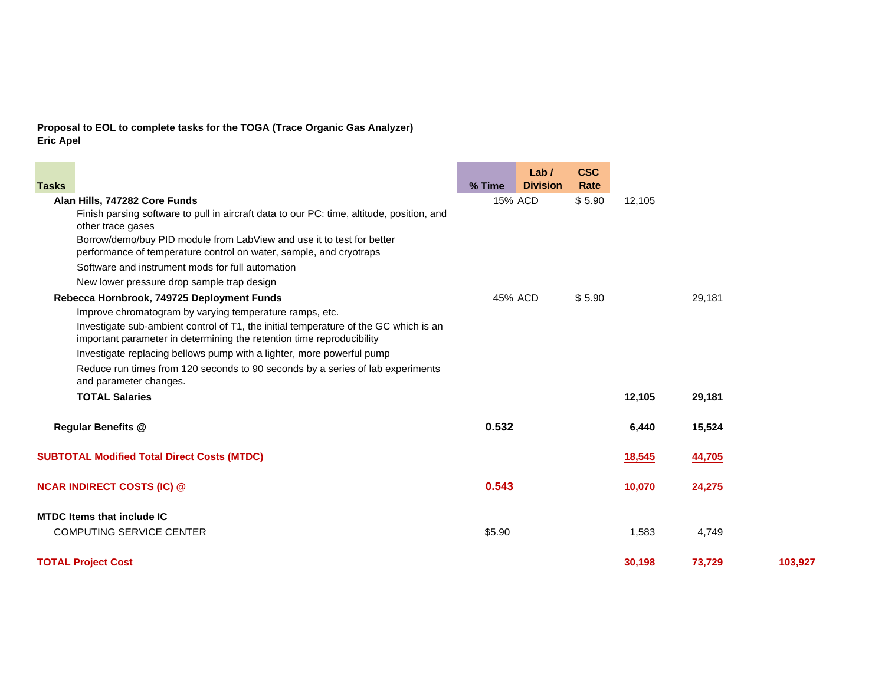**Proposal to EOL to complete tasks for the TOGA (Trace Organic Gas Analyzer)**
**Eric Apel**

| Tasks | % Time | Lab / Division | CSC Rate | | | |
|---|---|---|---|---|---|---|
| **Alan Hills, 747282 Core Funds** | 15% | ACD | $ 5.90 | 12,105 | | |
| Finish parsing software to pull in aircraft data to our PC: time, altitude, position, and other trace gases | | | | | | |
| Borrow/demo/buy PID module from LabView and use it to test for better performance of temperature control on water, sample, and cryotraps | | | | | | |
| Software and instrument mods for full automation | | | | | | |
| New lower pressure drop sample trap design | | | | | | |
| **Rebecca Hornbrook, 749725 Deployment Funds** | 45% | ACD | $ 5.90 | | 29,181 | |
| Improve chromatogram by varying temperature ramps, etc. | | | | | | |
| Investigate sub-ambient control of T1, the initial temperature of the GC which is an important parameter in determining the retention time reproducibility | | | | | | |
| Investigate replacing bellows pump with a lighter, more powerful pump | | | | | | |
| Reduce run times from 120 seconds to 90 seconds by a series of lab experiments and parameter changes. | | | | | | |
| **TOTAL Salaries** | | | | **12,105** | **29,181** | |
| **Regular Benefits @** | **0.532** | | | **6,440** | **15,524** | |
| **SUBTOTAL Modified Total Direct Costs (MTDC)** | | | | **18,545** | **44,705** | |
| **NCAR INDIRECT COSTS (IC) @** | **0.543** | | | **10,070** | **24,275** | |
| **MTDC Items that include IC** | | | | | | |
| COMPUTING SERVICE CENTER | $5.90 | | | 1,583 | 4,749 | |
| **TOTAL Project Cost** | | | | **30,198** | **73,729** | **103,927** |